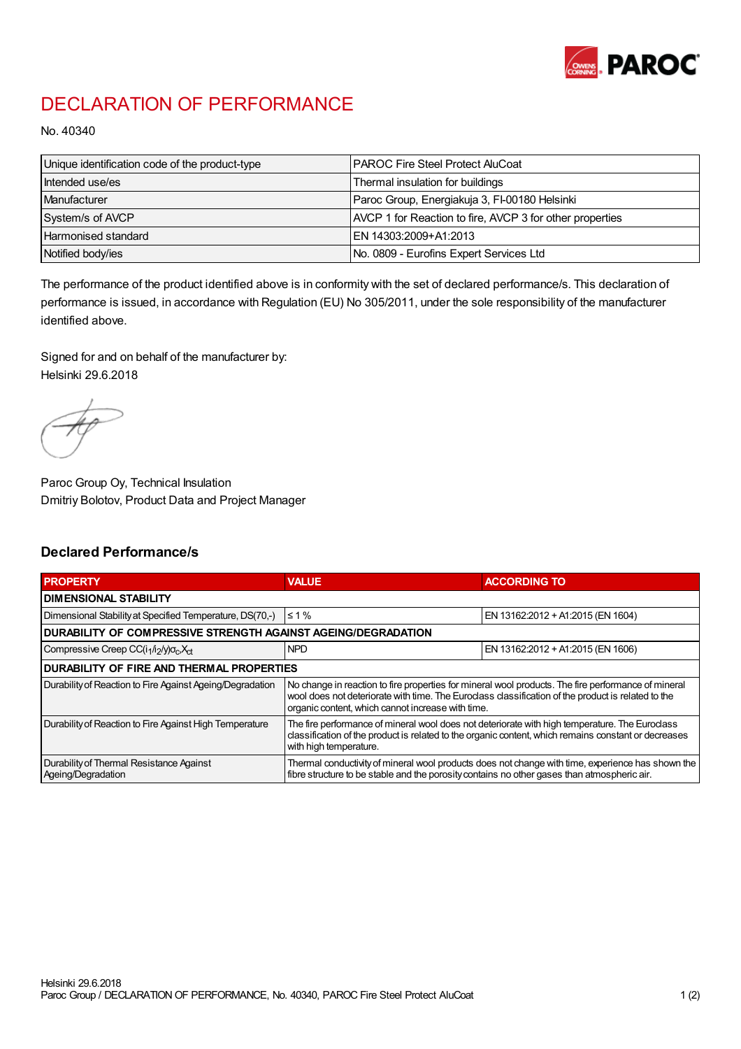# DECLARATION OF PERFORMANCE

No. 40340

| Unique identification code of the product-type | PAROC Fire Steel Protect AluCoat |
|---|---|
| Intended use/es | Thermal insulation for buildings |
| Manufacturer | Paroc Group, Energiakuja 3, FI-00180 Helsinki |
| System/s of AVCP | AVCP 1 for Reaction to fire, AVCP 3 for other properties |
| Harmonised standard | EN 14303:2009+A1:2013 |
| Notified body/ies | No. 0809 - Eurofins Expert Services Ltd |

The performance of the product identified above is in conformity with the set of declared performance/s. This declaration of performance is issued, in accordance with Regulation (EU) No 305/2011, under the sole responsibility of the manufacturer identified above.

Signed for and on behalf of the manufacturer by:
Helsinki 29.6.2018

Paroc Group Oy, Technical Insulation
Dmitriy Bolotov, Product Data and Project Manager

## Declared Performance/s

| PROPERTY | VALUE | ACCORDING TO |
|---|---|---|
| **DIMENSIONAL STABILITY** | | |
| Dimensional Stability at Specified Temperature, DS(70,-) | ≤ 1 % | EN 13162:2012 + A1:2015 (EN 1604) |
| **DURABILITY OF COMPRESSIVE STRENGTH AGAINST AGEING/DEGRADATION** | | |
| Compressive Creep $CC(i_1/i_2/y)\sigma_c X_{ct}$ | NPD | EN 13162:2012 + A1:2015 (EN 1606) |
| **DURABILITY OF FIRE AND THERMAL PROPERTIES** | | |
| Durability of Reaction to Fire Against Ageing/Degradation | No change in reaction to fire properties for mineral wool products. The fire performance of mineral wool does not deteriorate with time. The Euroclass classification of the product is related to the organic content, which cannot increase with time. | |
| Durability of Reaction to Fire Against High Temperature | The fire performance of mineral wool does not deteriorate with high temperature. The Euroclass classification of the product is related to the organic content, which remains constant or decreases with high temperature. | |
| Durability of Thermal Resistance Against Ageing/Degradation | Thermal conductivity of mineral wool products does not change with time, experience has shown the fibre structure to be stable and the porosity contains no other gases than atmospheric air. | |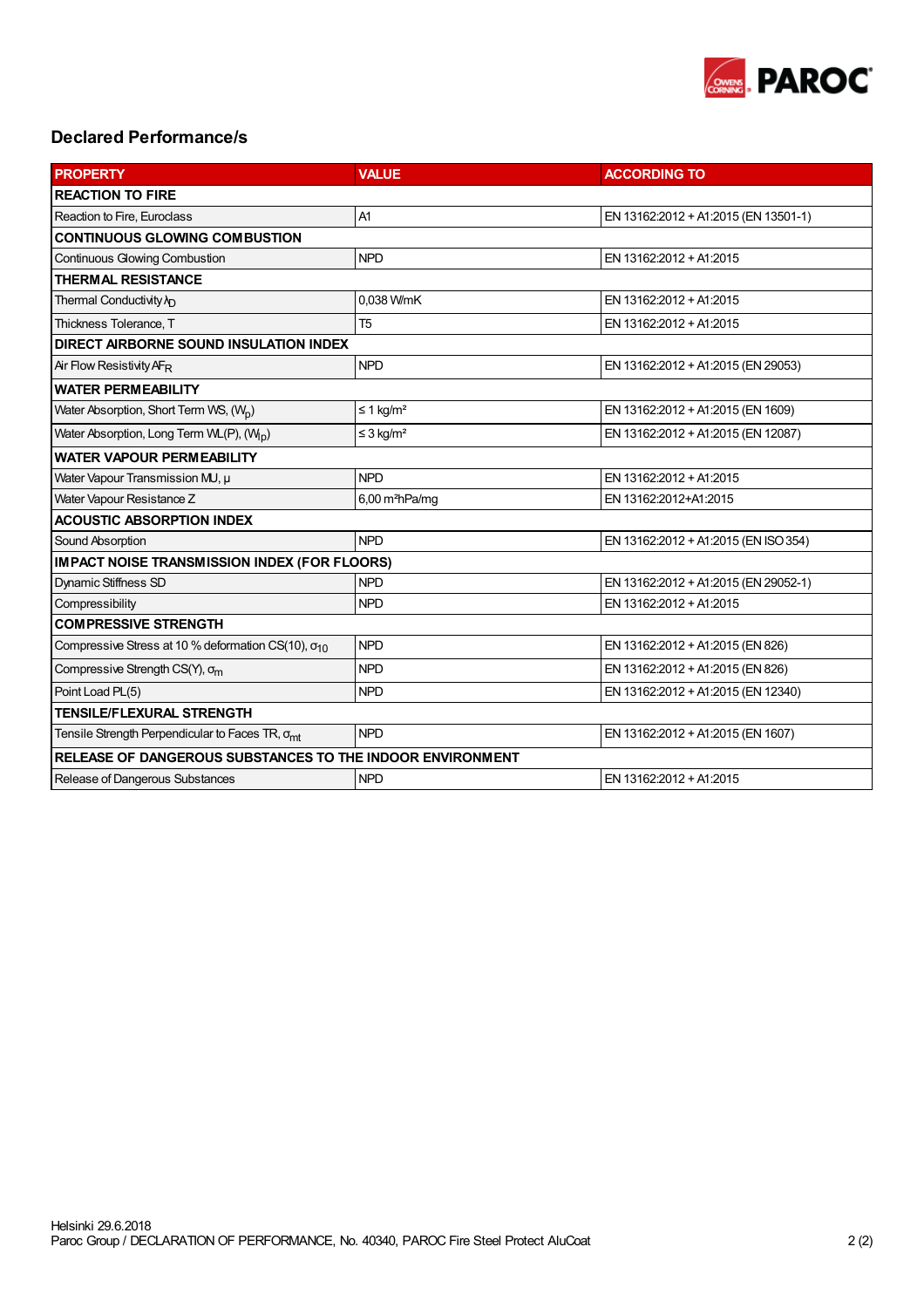## Declared Performance/s

| PROPERTY | VALUE | ACCORDING TO |
|---|---|---|
| **REACTION TO FIRE** | | |
| Reaction to Fire, Euroclass | A1 | EN 13162:2012 + A1:2015 (EN 13501-1) |
| **CONTINUOUS GLOWING COMBUSTION** | | |
| Continuous Glowing Combustion | NPD | EN 13162:2012 + A1:2015 |
| **THERMAL RESISTANCE** | | |
| Thermal Conductivity $\lambda_D$ | 0,038 W/mK | EN 13162:2012 + A1:2015 |
| Thickness Tolerance, T | T5 | EN 13162:2012 + A1:2015 |
| **DIRECT AIRBORNE SOUND INSULATION INDEX** | | |
| Air Flow Resistivity $AF_R$ | NPD | EN 13162:2012 + A1:2015 (EN 29053) |
| **WATER PERMEABILITY** | | |
| Water Absorption, Short Term WS, ($W_p$) | ≤ 1 kg/m² | EN 13162:2012 + A1:2015 (EN 1609) |
| Water Absorption, Long Term WL(P), ($W_{lp}$) | ≤ 3 kg/m² | EN 13162:2012 + A1:2015 (EN 12087) |
| **WATER VAPOUR PERMEABILITY** | | |
| Water Vapour Transmission MU, µ | NPD | EN 13162:2012 + A1:2015 |
| Water Vapour Resistance Z | 6,00 m²hPa/mg | EN 13162:2012+A1:2015 |
| **ACOUSTIC ABSORPTION INDEX** | | |
| Sound Absorption | NPD | EN 13162:2012 + A1:2015 (EN ISO 354) |
| **IMPACT NOISE TRANSMISSION INDEX (FOR FLOORS)** | | |
| Dynamic Stiffness SD | NPD | EN 13162:2012 + A1:2015 (EN 29052-1) |
| Compressibility | NPD | EN 13162:2012 + A1:2015 |
| **COMPRESSIVE STRENGTH** | | |
| Compressive Stress at 10 % deformation CS(10), $\sigma_{10}$ | NPD | EN 13162:2012 + A1:2015 (EN 826) |
| Compressive Strength CS(Y), $\sigma_m$ | NPD | EN 13162:2012 + A1:2015 (EN 826) |
| Point Load PL(5) | NPD | EN 13162:2012 + A1:2015 (EN 12340) |
| **TENSILE/FLEXURAL STRENGTH** | | |
| Tensile Strength Perpendicular to Faces TR, $\sigma_{mt}$ | NPD | EN 13162:2012 + A1:2015 (EN 1607) |
| **RELEASE OF DANGEROUS SUBSTANCES TO THE INDOOR ENVIRONMENT** | | |
| Release of Dangerous Substances | NPD | EN 13162:2012 + A1:2015 |

Helsinki 29.6.2018
Paroc Group / DECLARATION OF PERFORMANCE, No. 40340, PAROC Fire Steel Protect AluCoat